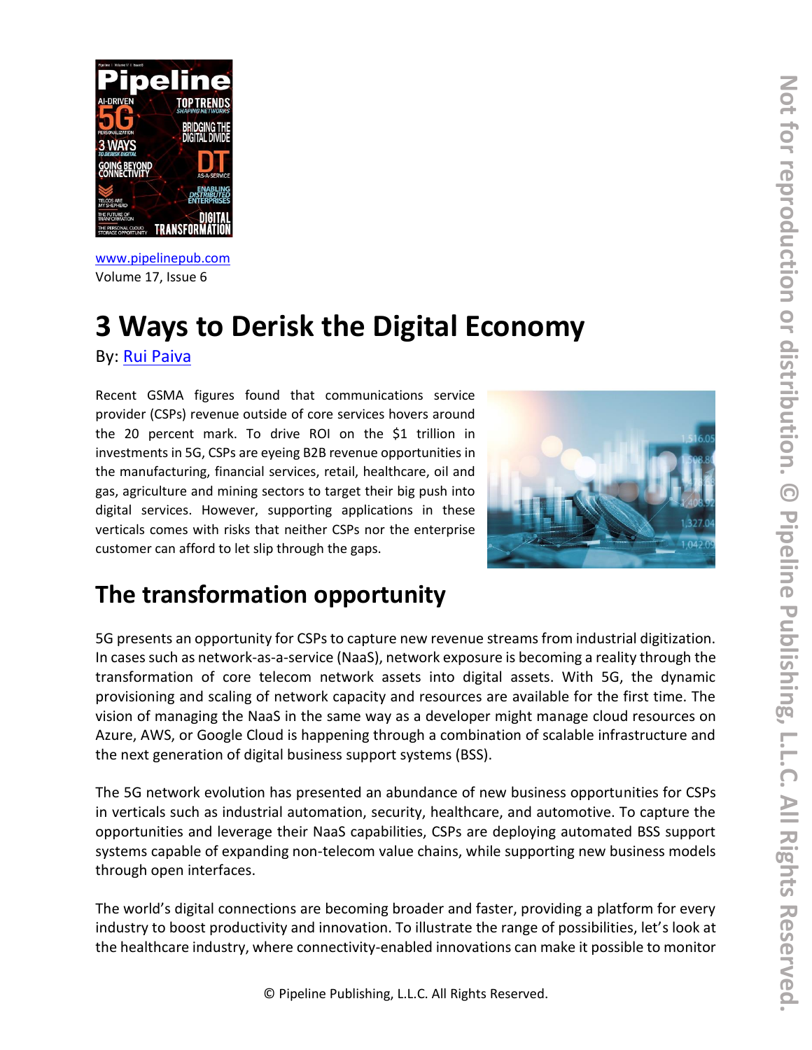www.pipelinepub.com
Volume 17, Issue 6

# 3 Ways to Derisk the Digital Economy

By: Rui Paiva

Recent GSMA figures found that communications service provider (CSPs) revenue outside of core services hovers around the 20 percent mark. To drive ROI on the $1 trillion in investments in 5G, CSPs are eyeing B2B revenue opportunities in the manufacturing, financial services, retail, healthcare, oil and gas, agriculture and mining sectors to target their big push into digital services. However, supporting applications in these verticals comes with risks that neither CSPs nor the enterprise customer can afford to let slip through the gaps.

## The transformation opportunity

5G presents an opportunity for CSPs to capture new revenue streams from industrial digitization. In cases such as network-as-a-service (NaaS), network exposure is becoming a reality through the transformation of core telecom network assets into digital assets. With 5G, the dynamic provisioning and scaling of network capacity and resources are available for the first time. The vision of managing the NaaS in the same way as a developer might manage cloud resources on Azure, AWS, or Google Cloud is happening through a combination of scalable infrastructure and the next generation of digital business support systems (BSS).

The 5G network evolution has presented an abundance of new business opportunities for CSPs in verticals such as industrial automation, security, healthcare, and automotive. To capture the opportunities and leverage their NaaS capabilities, CSPs are deploying automated BSS support systems capable of expanding non-telecom value chains, while supporting new business models through open interfaces.

The world's digital connections are becoming broader and faster, providing a platform for every industry to boost productivity and innovation. To illustrate the range of possibilities, let's look at the healthcare industry, where connectivity-enabled innovations can make it possible to monitor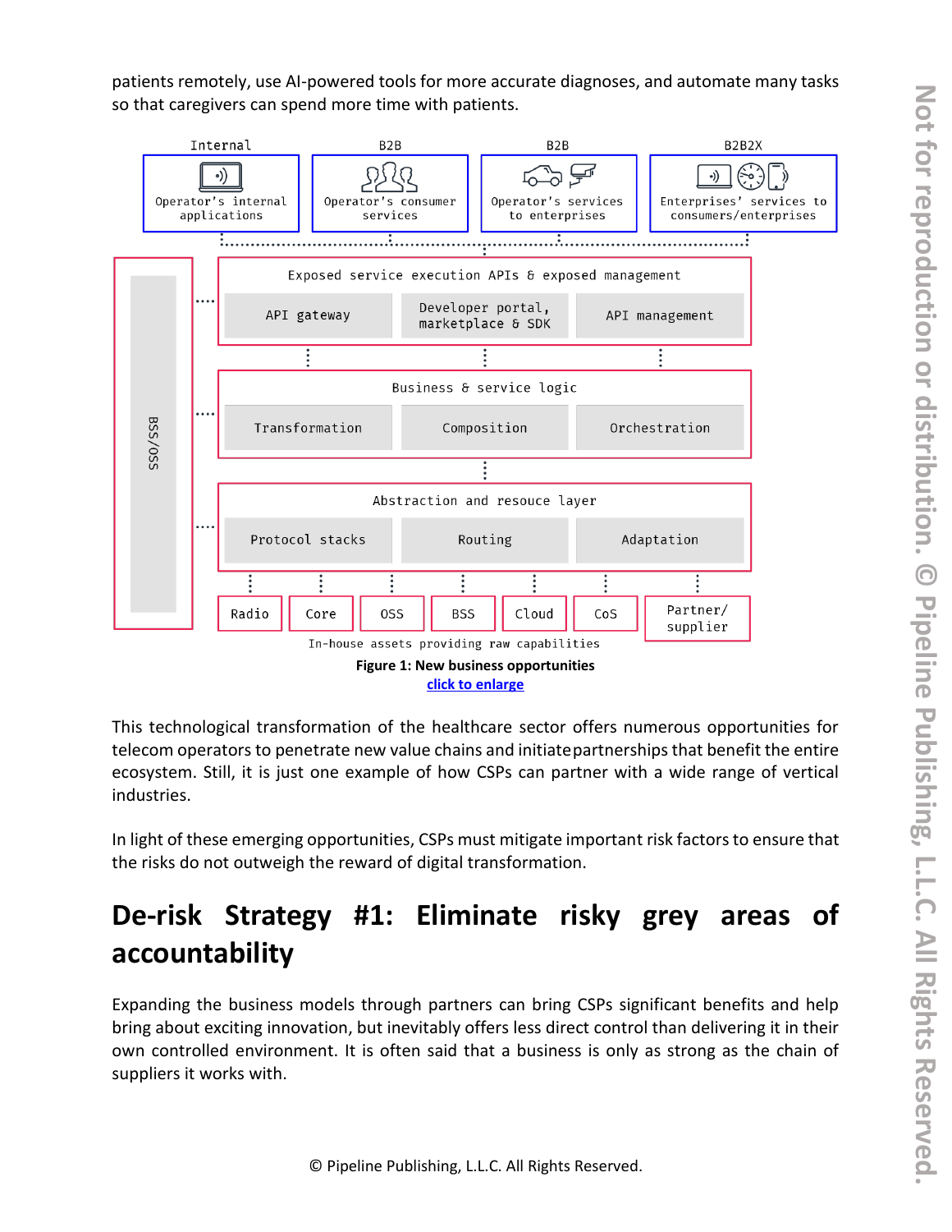patients remotely, use AI-powered tools for more accurate diagnoses, and automate many tasks so that caregivers can spend more time with patients.

**Figure 1: New business opportunities**
click to enlarge

This technological transformation of the healthcare sector offers numerous opportunities for telecom operators to penetrate new value chains and initiate partnerships that benefit the entire ecosystem. Still, it is just one example of how CSPs can partner with a wide range of vertical industries.

In light of these emerging opportunities, CSPs must mitigate important risk factors to ensure that the risks do not outweigh the reward of digital transformation.

## De-risk Strategy #1: Eliminate risky grey areas of accountability

Expanding the business models through partners can bring CSPs significant benefits and help bring about exciting innovation, but inevitably offers less direct control than delivering it in their own controlled environment. It is often said that a business is only as strong as the chain of suppliers it works with.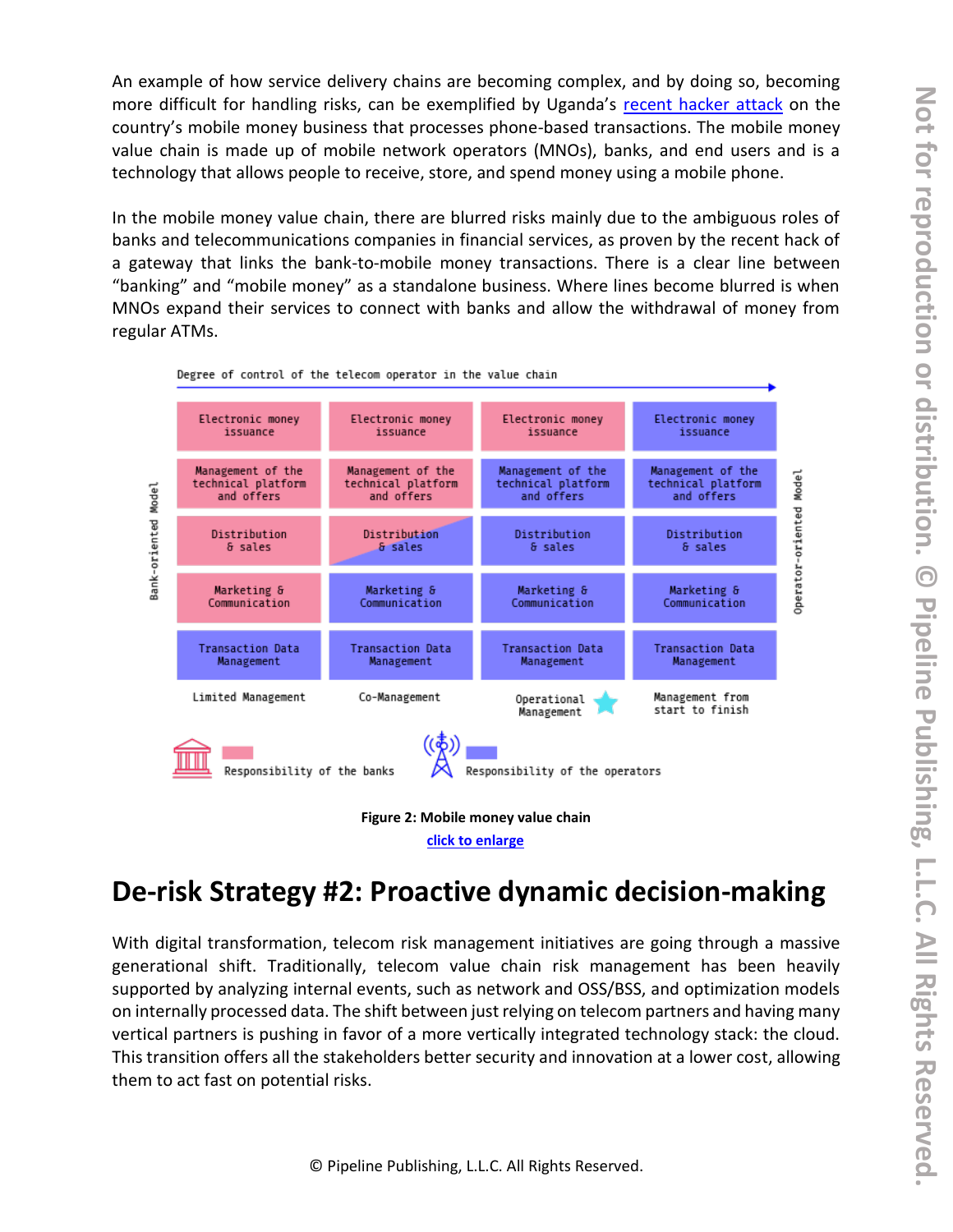An example of how service delivery chains are becoming complex, and by doing so, becoming more difficult for handling risks, can be exemplified by Uganda's recent hacker attack on the country's mobile money business that processes phone-based transactions. The mobile money value chain is made up of mobile network operators (MNOs), banks, and end users and is a technology that allows people to receive, store, and spend money using a mobile phone.

In the mobile money value chain, there are blurred risks mainly due to the ambiguous roles of banks and telecommunications companies in financial services, as proven by the recent hack of a gateway that links the bank-to-mobile money transactions. There is a clear line between "banking" and "mobile money" as a standalone business. Where lines become blurred is when MNOs expand their services to connect with banks and allow the withdrawal of money from regular ATMs.

Degree of control of the telecom operator in the value chain (Bank-oriented Model → Operator-oriented Model)

| Limited Management | Co-Management | Operational Management | Management from start to finish |
|---|---|---|---|
| Electronic money issuance | Electronic money issuance | Electronic money issuance | Electronic money issuance |
| Management of the technical platform and offers | Management of the technical platform and offers | Management of the technical platform and offers | Management of the technical platform and offers |
| Distribution & sales | Distribution & sales | Distribution & sales | Distribution & sales |
| Marketing & Communication | Marketing & Communication | Marketing & Communication | Marketing & Communication |
| Transaction Data Management | Transaction Data Management | Transaction Data Management | Transaction Data Management |

Responsibility of the banks | Responsibility of the operators

**Figure 2: Mobile money value chain**

click to enlarge

# De-risk Strategy #2: Proactive dynamic decision-making

With digital transformation, telecom risk management initiatives are going through a massive generational shift. Traditionally, telecom value chain risk management has been heavily supported by analyzing internal events, such as network and OSS/BSS, and optimization models on internally processed data. The shift between just relying on telecom partners and having many vertical partners is pushing in favor of a more vertically integrated technology stack: the cloud. This transition offers all the stakeholders better security and innovation at a lower cost, allowing them to act fast on potential risks.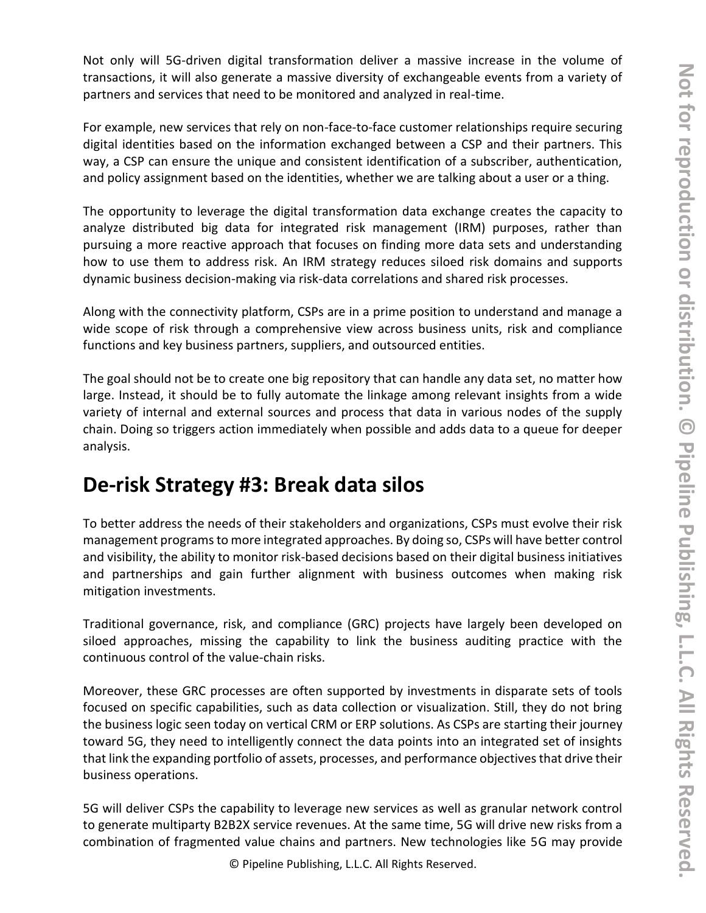Not only will 5G-driven digital transformation deliver a massive increase in the volume of transactions, it will also generate a massive diversity of exchangeable events from a variety of partners and services that need to be monitored and analyzed in real-time.

For example, new services that rely on non-face-to-face customer relationships require securing digital identities based on the information exchanged between a CSP and their partners. This way, a CSP can ensure the unique and consistent identification of a subscriber, authentication, and policy assignment based on the identities, whether we are talking about a user or a thing.

The opportunity to leverage the digital transformation data exchange creates the capacity to analyze distributed big data for integrated risk management (IRM) purposes, rather than pursuing a more reactive approach that focuses on finding more data sets and understanding how to use them to address risk. An IRM strategy reduces siloed risk domains and supports dynamic business decision-making via risk-data correlations and shared risk processes.

Along with the connectivity platform, CSPs are in a prime position to understand and manage a wide scope of risk through a comprehensive view across business units, risk and compliance functions and key business partners, suppliers, and outsourced entities.

The goal should not be to create one big repository that can handle any data set, no matter how large. Instead, it should be to fully automate the linkage among relevant insights from a wide variety of internal and external sources and process that data in various nodes of the supply chain. Doing so triggers action immediately when possible and adds data to a queue for deeper analysis.

## De-risk Strategy #3: Break data silos

To better address the needs of their stakeholders and organizations, CSPs must evolve their risk management programs to more integrated approaches. By doing so, CSPs will have better control and visibility, the ability to monitor risk-based decisions based on their digital business initiatives and partnerships and gain further alignment with business outcomes when making risk mitigation investments.

Traditional governance, risk, and compliance (GRC) projects have largely been developed on siloed approaches, missing the capability to link the business auditing practice with the continuous control of the value-chain risks.

Moreover, these GRC processes are often supported by investments in disparate sets of tools focused on specific capabilities, such as data collection or visualization. Still, they do not bring the business logic seen today on vertical CRM or ERP solutions. As CSPs are starting their journey toward 5G, they need to intelligently connect the data points into an integrated set of insights that link the expanding portfolio of assets, processes, and performance objectives that drive their business operations.

5G will deliver CSPs the capability to leverage new services as well as granular network control to generate multiparty B2B2X service revenues. At the same time, 5G will drive new risks from a combination of fragmented value chains and partners. New technologies like 5G may provide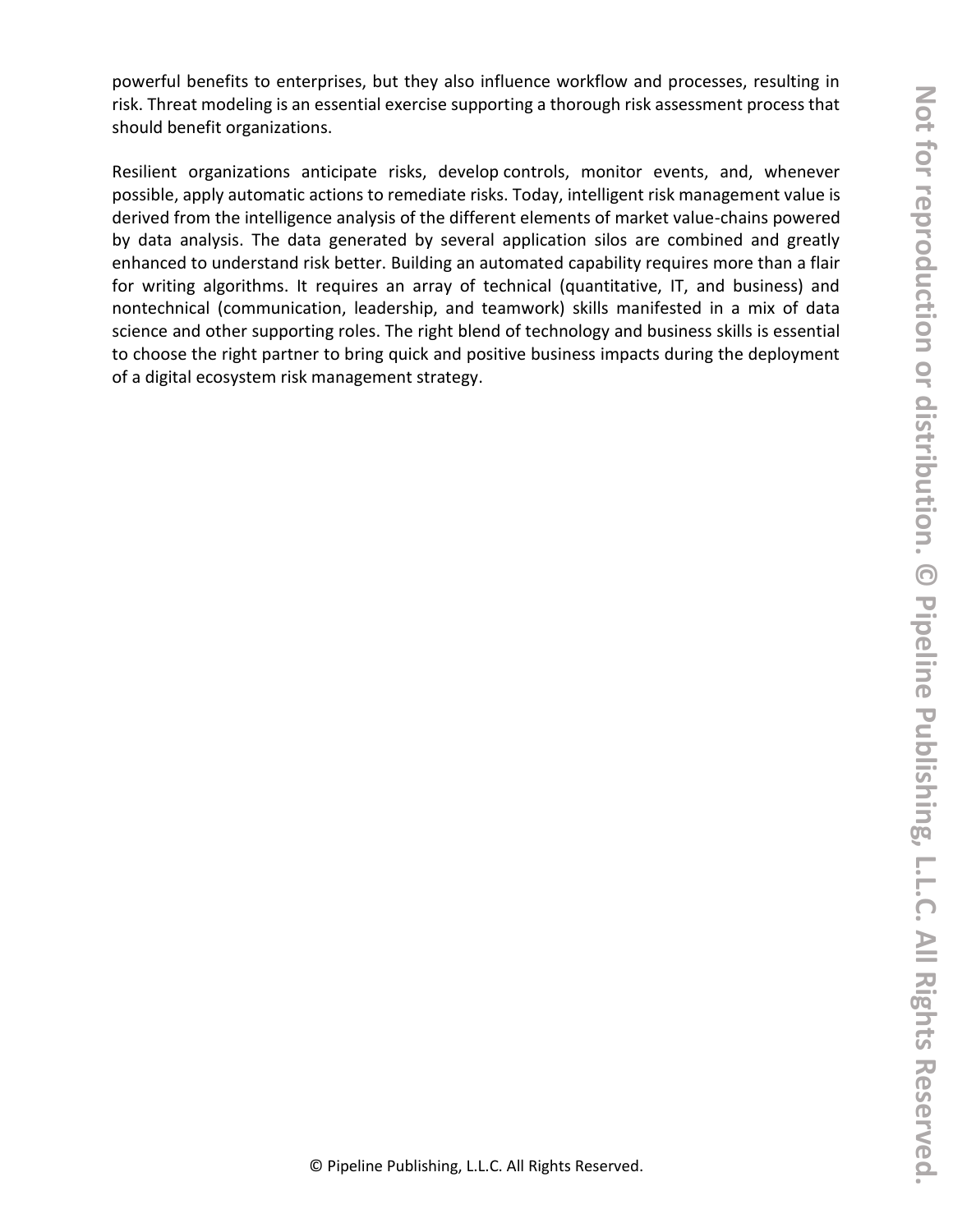powerful benefits to enterprises, but they also influence workflow and processes, resulting in risk. Threat modeling is an essential exercise supporting a thorough risk assessment process that should benefit organizations.

Resilient organizations anticipate risks, develop controls, monitor events, and, whenever possible, apply automatic actions to remediate risks. Today, intelligent risk management value is derived from the intelligence analysis of the different elements of market value-chains powered by data analysis. The data generated by several application silos are combined and greatly enhanced to understand risk better. Building an automated capability requires more than a flair for writing algorithms. It requires an array of technical (quantitative, IT, and business) and nontechnical (communication, leadership, and teamwork) skills manifested in a mix of data science and other supporting roles. The right blend of technology and business skills is essential to choose the right partner to bring quick and positive business impacts during the deployment of a digital ecosystem risk management strategy.